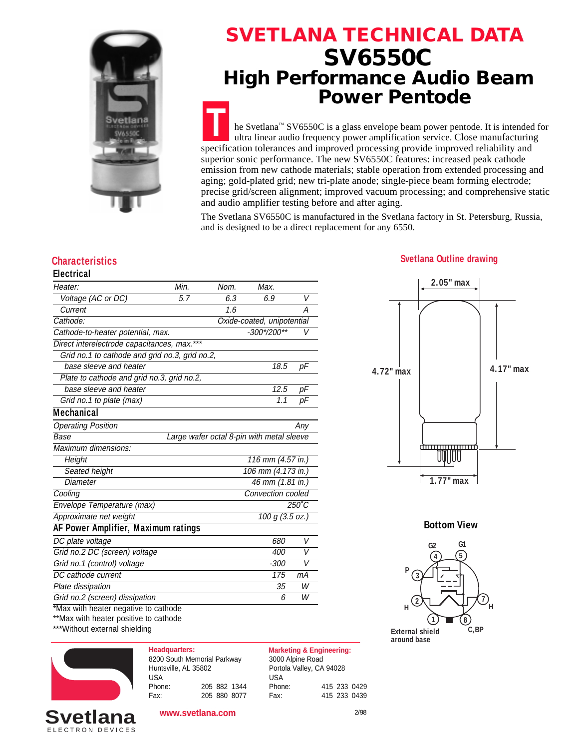# SVETLANA TECHNICAL DATA

# SV6550C

## High Performance Audio Beam Power Pentode

The Svetlana™ SV6550C is a glass envelope beam power pentode. It is intended for ultra linear audio frequency power amplification service. Close manufacturing specification tolerances and improved processing provide improved reliability and superior sonic performance. The new SV6550C features: increased peak cathode emission from new cathode materials; stable operation from extended processing and aging; gold-plated grid; new tri-plate anode; single-piece beam forming electrode; precise grid/screen alignment; improved vacuum processing; and comprehensive static and audio amplifier testing before and after aging.

The Svetlana SV6550C is manufactured in the Svetlana factory in St. Petersburg, Russia, and is designed to be a direct replacement for any 6550.

## Characteristics

### Electrical

| Heater: | Min. | Nom. | Max. | |
|---|---|---|---|---|
| Voltage (AC or DC) | 5.7 | 6.3 | 6.9 | V |
| Current | | 1.6 | | A |
| Cathode: | | Oxide-coated, unipotential | | |
| Cathode-to-heater potential, max. | | | -300*/200** | V |
| Direct interelectrode capacitances, max.*** | | | | |
| Grid no.1 to cathode and grid no.3, grid no.2, base sleeve and heater | | | 18.5 | pF |
| Plate to cathode and grid no.3, grid no.2, base sleeve and heater | | | 12.5 | pF |
| Grid no.1 to plate (max) | | | 1.1 | pF |

### Mechanical

| | |
|---|---|
| Operating Position | Any |
| Base | Large wafer octal 8-pin with metal sleeve |
| Maximum dimensions: | |
| Height | 116 mm (4.57 in.) |
| Seated height | 106 mm (4.173 in.) |
| Diameter | 46 mm (1.81 in.) |
| Cooling | Convection cooled |
| Envelope Temperature (max) | 250˚C |
| Approximate net weight | 100 g (3.5 oz.) |

### AF Power Amplifier, Maximum ratings

| | | |
|---|---|---|
| DC plate voltage | 680 | V |
| Grid no.2 DC (screen) voltage | 400 | V |
| Grid no.1 (control) voltage | -300 | V |
| DC cathode current | 175 | mA |
| Plate dissipation | 35 | W |
| Grid no.2 (screen) dissipation | 6 | W |

*Max with heater negative to cathode
**Max with heater positive to cathode
***Without external shielding

### Svetlana Outline drawing

2.05" max; 4.72" max; 4.17" max; 1.77" max

### Bottom View

Pins: 1 H; 2 H; 3 P; 4 G2; 5 G1; 7 H; 8 C,BP

External shield around base

**Headquarters:**
8200 South Memorial Parkway
Huntsville, AL 35802
USA
Phone: 205 882 1344
Fax: 205 880 8077

**Marketing & Engineering:**
3000 Alpine Road
Portola Valley, CA 94028
USA
Phone: 415 233 0429
Fax: 415 233 0439

www.svetlana.com

2/98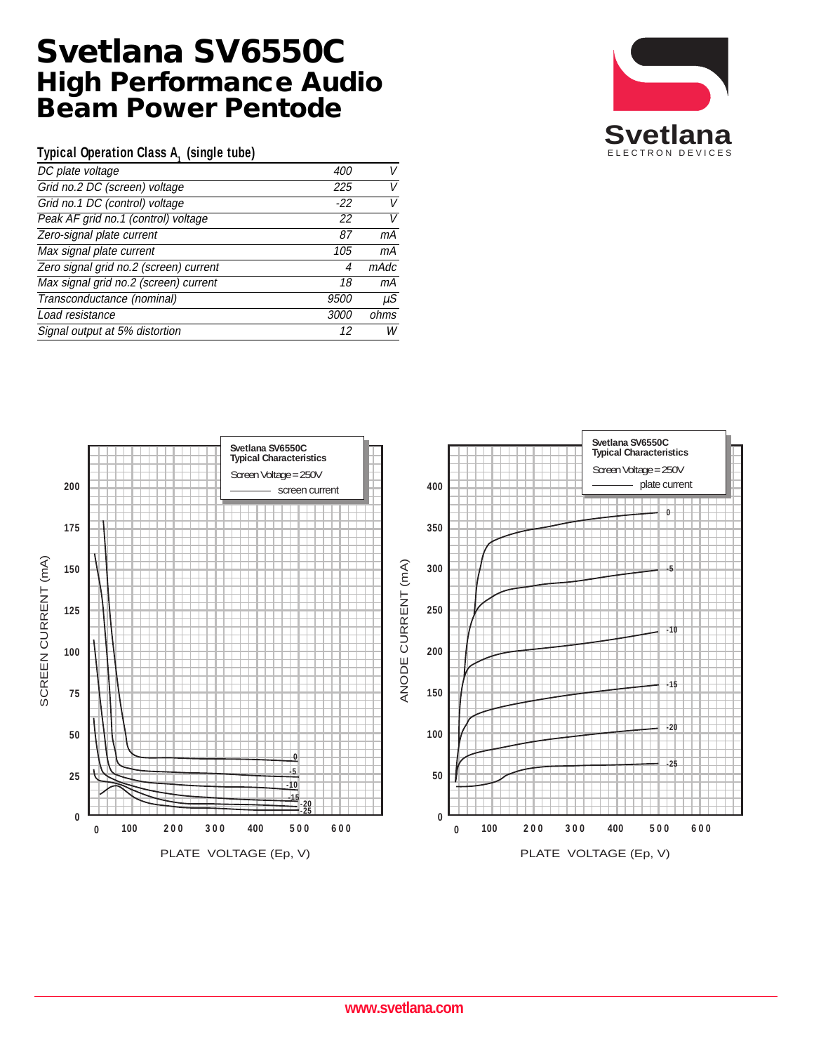# Svetlana SV6550C
## High Performance Audio Beam Power Pentode

Svetlana
ELECTRON DEVICES

### Typical Operation Class $A_1$ (single tube)

| | | |
|---|---|---|
| DC plate voltage | 400 | V |
| Grid no.2 DC (screen) voltage | 225 | V |
| Grid no.1 DC (control) voltage | -22 | V |
| Peak AF grid no.1 (control) voltage | 22 | V |
| Zero-signal plate current | 87 | mA |
| Max signal plate current | 105 | mA |
| Zero signal grid no.2 (screen) current | 4 | mAdc |
| Max signal grid no.2 (screen) current | 18 | mA |
| Transconductance (nominal) | 9500 | µS |
| Load resistance | 3000 | ohms |
| Signal output at 5% distortion | 12 | W |

Svetlana SV6550C
Typical Characteristics
Screen Voltage=250V
screen current

SCREEN CURRENT (mA)
0, 25, 50, 75, 100, 125, 150, 175, 200
PLATE VOLTAGE (Ep, V)
0, 100, 200, 300, 400, 500, 600
0, -5, -10, -15, -20, -25

Svetlana SV6550C
Typical Characteristics
Screen Voltage=250V
plate current

ANODE CURRENT (mA)
0, 50, 100, 150, 200, 250, 300, 350, 400
PLATE VOLTAGE (Ep, V)
0, 100, 200, 300, 400, 500, 600
0, -5, -10, -15, -20, -25

www.svetlana.com